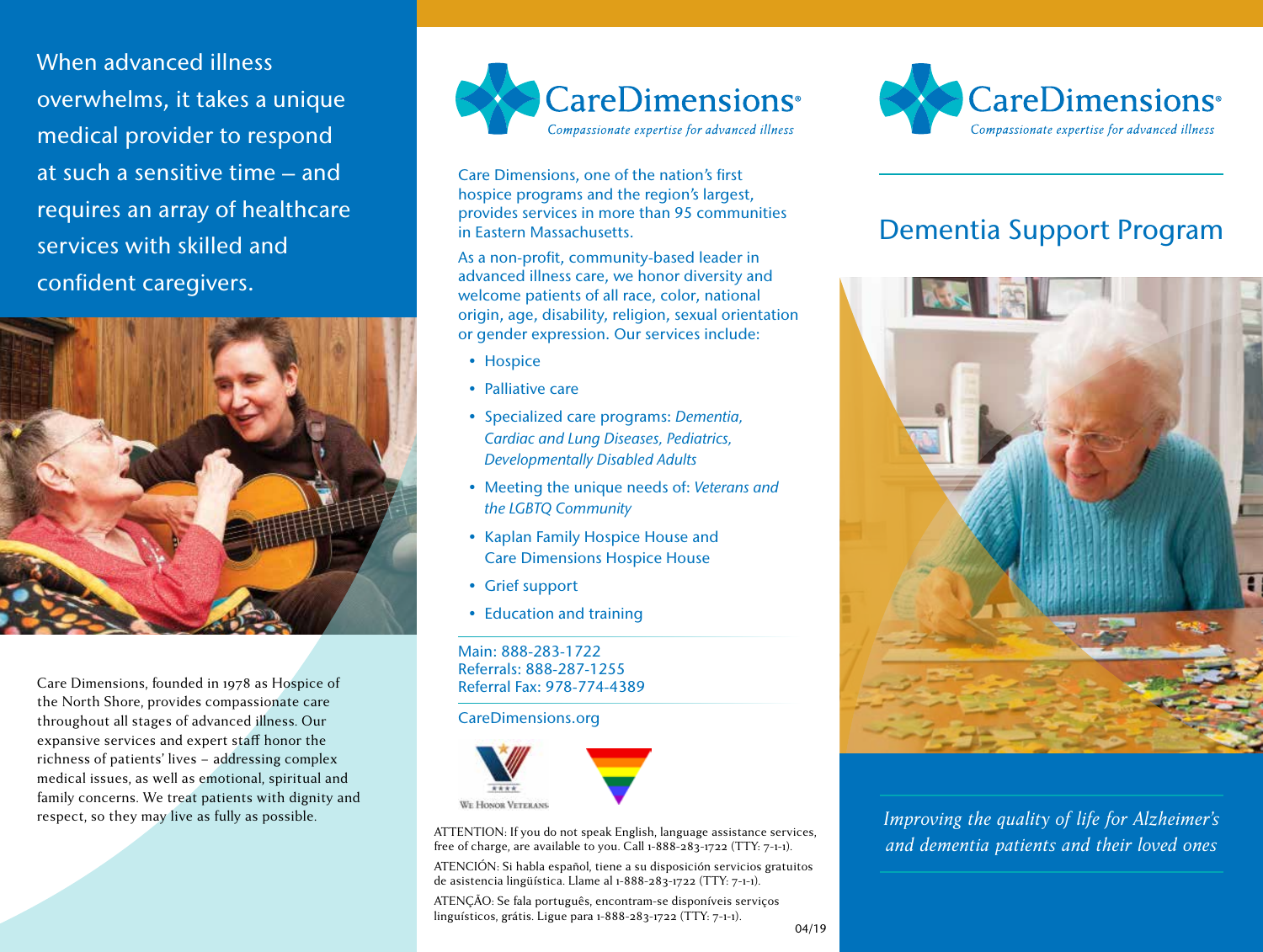When advanced illness overwhelms, it takes a unique medical provider to respond at such a sensitive time – and requires an array of healthcare services with skilled and confident caregivers.

Care Dimensions, founded in 1978 as Hospice of the North Shore, provides compassionate care throughout all stages of advanced illness. Our expansive services and expert staff honor the richness of patients' lives – addressing complex medical issues, as well as emotional, spiritual and family concerns. We treat patients with dignity and respect, so they may live as fully as possible.

CareDimensions®

*Compassionate expertise for advanced illness*

Care Dimensions, one of the nation's first hospice programs and the region's largest, provides services in more than 95 communities in Eastern Massachusetts.

As a non-profit, community-based leader in advanced illness care, we honor diversity and welcome patients of all race, color, national origin, age, disability, religion, sexual orientation or gender expression. Our services include:

- Hospice
- Palliative care
- Specialized care programs: *Dementia, Cardiac and Lung Diseases, Pediatrics, Developmentally Disabled Adults*
- Meeting the unique needs of: *Veterans and the LGBTQ Community*
- Kaplan Family Hospice House and Care Dimensions Hospice House
- Grief support
- Education and training

Main: 888-283-1722
Referrals: 888-287-1255
Referral Fax: 978-774-4389

CareDimensions.org

We Honor Veterans

ATTENTION: If you do not speak English, language assistance services, free of charge, are available to you. Call 1-888-283-1722 (TTY: 7-1-1).

ATENCIÓN: Si habla español, tiene a su disposición servicios gratuitos de asistencia lingüística. Llame al 1-888-283-1722 (TTY: 7-1-1).

ATENÇÃO: Se fala português, encontram-se disponíveis serviços linguísticos, grátis. Ligue para 1-888-283-1722 (TTY: 7-1-1).

04/19

CareDimensions®

*Compassionate expertise for advanced illness*

# Dementia Support Program

*Improving the quality of life for Alzheimer's and dementia patients and their loved ones*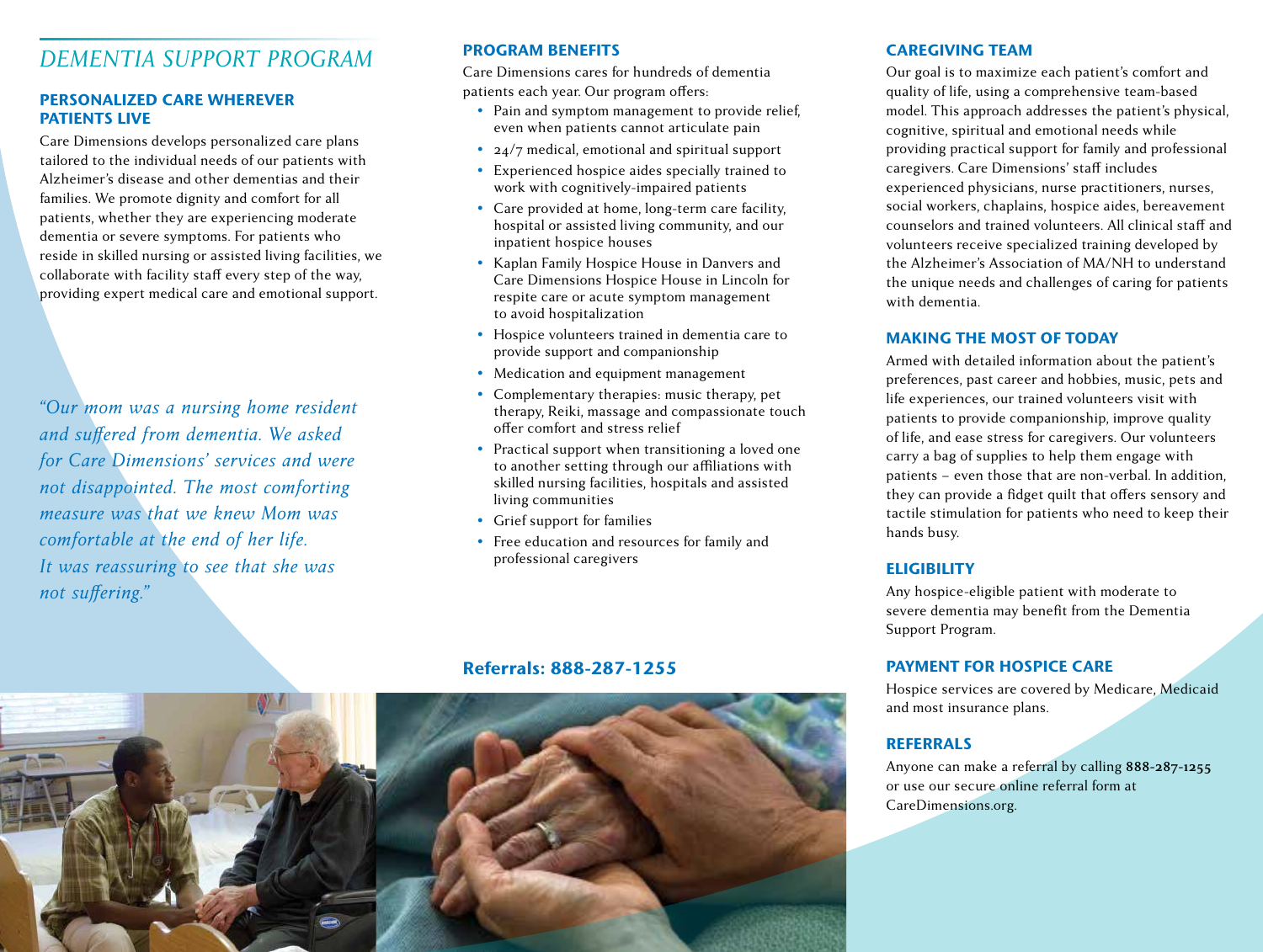# DEMENTIA SUPPORT PROGRAM

## PERSONALIZED CARE WHEREVER PATIENTS LIVE

Care Dimensions develops personalized care plans tailored to the individual needs of our patients with Alzheimer's disease and other dementias and their families. We promote dignity and comfort for all patients, whether they are experiencing moderate dementia or severe symptoms. For patients who reside in skilled nursing or assisted living facilities, we collaborate with facility staff every step of the way, providing expert medical care and emotional support.

*"Our mom was a nursing home resident and suffered from dementia. We asked for Care Dimensions' services and were not disappointed. The most comforting measure was that we knew Mom was comfortable at the end of her life. It was reassuring to see that she was not suffering."*

## PROGRAM BENEFITS

Care Dimensions cares for hundreds of dementia patients each year. Our program offers:

- Pain and symptom management to provide relief, even when patients cannot articulate pain
- 24/7 medical, emotional and spiritual support
- Experienced hospice aides specially trained to work with cognitively-impaired patients
- Care provided at home, long-term care facility, hospital or assisted living community, and our inpatient hospice houses
- Kaplan Family Hospice House in Danvers and Care Dimensions Hospice House in Lincoln for respite care or acute symptom management to avoid hospitalization
- Hospice volunteers trained in dementia care to provide support and companionship
- Medication and equipment management
- Complementary therapies: music therapy, pet therapy, Reiki, massage and compassionate touch offer comfort and stress relief
- Practical support when transitioning a loved one to another setting through our affiliations with skilled nursing facilities, hospitals and assisted living communities
- Grief support for families
- Free education and resources for family and professional caregivers

**Referrals: 888-287-1255**

## CAREGIVING TEAM

Our goal is to maximize each patient's comfort and quality of life, using a comprehensive team-based model. This approach addresses the patient's physical, cognitive, spiritual and emotional needs while providing practical support for family and professional caregivers. Care Dimensions' staff includes experienced physicians, nurse practitioners, nurses, social workers, chaplains, hospice aides, bereavement counselors and trained volunteers. All clinical staff and volunteers receive specialized training developed by the Alzheimer's Association of MA/NH to understand the unique needs and challenges of caring for patients with dementia.

## MAKING THE MOST OF TODAY

Armed with detailed information about the patient's preferences, past career and hobbies, music, pets and life experiences, our trained volunteers visit with patients to provide companionship, improve quality of life, and ease stress for caregivers. Our volunteers carry a bag of supplies to help them engage with patients – even those that are non-verbal. In addition, they can provide a fidget quilt that offers sensory and tactile stimulation for patients who need to keep their hands busy.

## ELIGIBILITY

Any hospice-eligible patient with moderate to severe dementia may benefit from the Dementia Support Program.

## PAYMENT FOR HOSPICE CARE

Hospice services are covered by Medicare, Medicaid and most insurance plans.

## REFERRALS

Anyone can make a referral by calling **888-287-1255** or use our secure online referral form at CareDimensions.org.